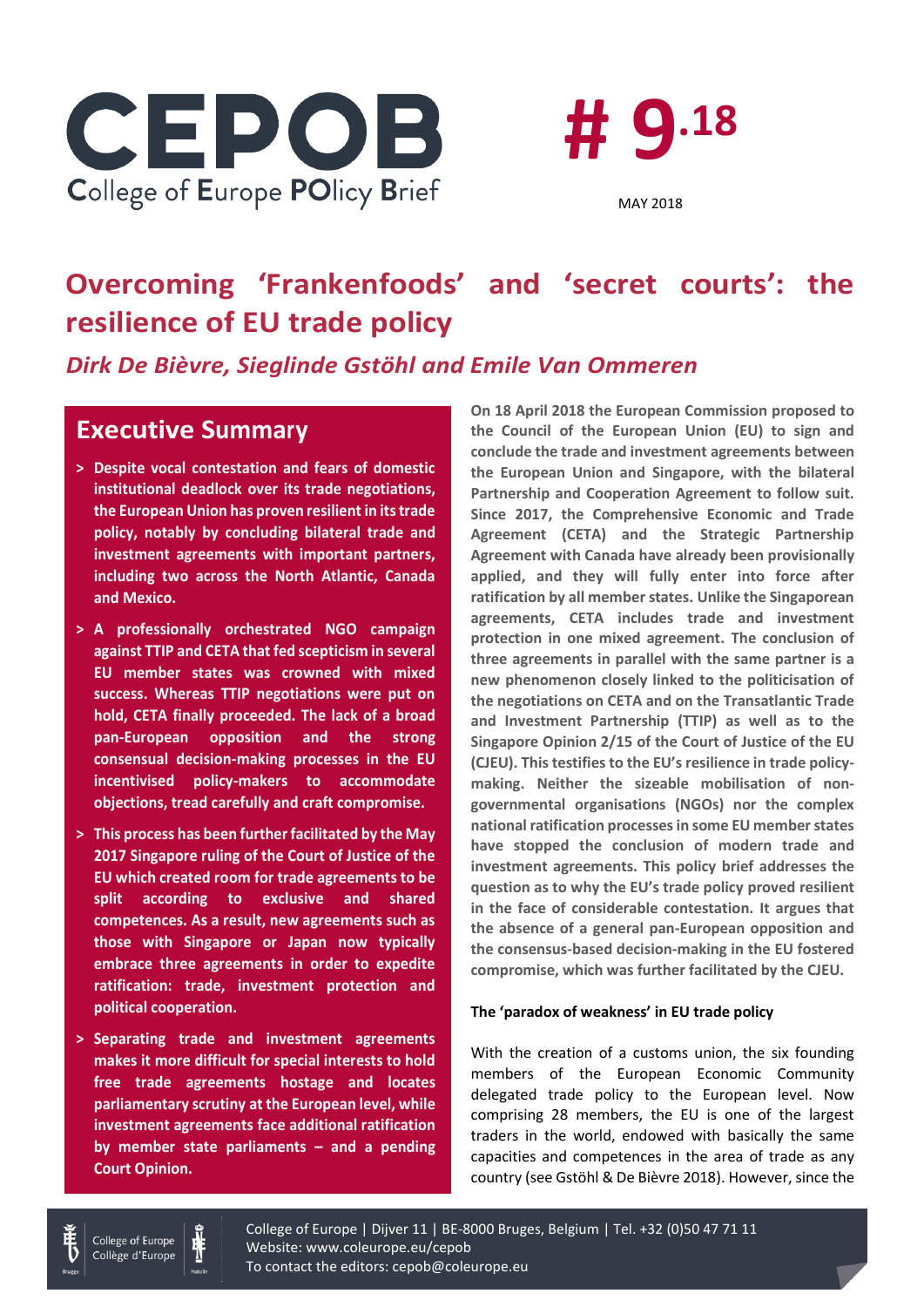# CEPOB

College of Europe POlicy Brief

**# 9.18**

MAY 2018

# Overcoming 'Frankenfoods' and 'secret courts': the resilience of EU trade policy

*Dirk De Bièvre, Sieglinde Gstöhl and Emile Van Ommeren*

## Executive Summary

- **Despite vocal contestation and fears of domestic institutional deadlock over its trade negotiations, the European Union has proven resilient in its trade policy, notably by concluding bilateral trade and investment agreements with important partners, including two across the North Atlantic, Canada and Mexico.**
- **A professionally orchestrated NGO campaign against TTIP and CETA that fed scepticism in several EU member states was crowned with mixed success. Whereas TTIP negotiations were put on hold, CETA finally proceeded. The lack of a broad pan-European opposition and the strong consensual decision-making processes in the EU incentivised policy-makers to accommodate objections, tread carefully and craft compromise.**
- **This process has been further facilitated by the May 2017 Singapore ruling of the Court of Justice of the EU which created room for trade agreements to be split according to exclusive and shared competences. As a result, new agreements such as those with Singapore or Japan now typically embrace three agreements in order to expedite ratification: trade, investment protection and political cooperation.**
- **Separating trade and investment agreements makes it more difficult for special interests to hold free trade agreements hostage and locates parliamentary scrutiny at the European level, while investment agreements face additional ratification by member state parliaments – and a pending Court Opinion.**

**On 18 April 2018 the European Commission proposed to the Council of the European Union (EU) to sign and conclude the trade and investment agreements between the European Union and Singapore, with the bilateral Partnership and Cooperation Agreement to follow suit. Since 2017, the Comprehensive Economic and Trade Agreement (CETA) and the Strategic Partnership Agreement with Canada have already been provisionally applied, and they will fully enter into force after ratification by all member states. Unlike the Singaporean agreements, CETA includes trade and investment protection in one mixed agreement. The conclusion of three agreements in parallel with the same partner is a new phenomenon closely linked to the politicisation of the negotiations on CETA and on the Transatlantic Trade and Investment Partnership (TTIP) as well as to the Singapore Opinion 2/15 of the Court of Justice of the EU (CJEU). This testifies to the EU's resilience in trade policy-making. Neither the sizeable mobilisation of non-governmental organisations (NGOs) nor the complex national ratification processes in some EU member states have stopped the conclusion of modern trade and investment agreements. This policy brief addresses the question as to why the EU's trade policy proved resilient in the face of considerable contestation. It argues that the absence of a general pan-European opposition and the consensus-based decision-making in the EU fostered compromise, which was further facilitated by the CJEU.**

### The 'paradox of weakness' in EU trade policy

With the creation of a customs union, the six founding members of the European Economic Community delegated trade policy to the European level. Now comprising 28 members, the EU is one of the largest traders in the world, endowed with basically the same capacities and competences in the area of trade as any country (see Gstöhl & De Bièvre 2018). However, since the

College of Europe | Dijver 11 | BE-8000 Bruges, Belgium | Tel. +32 (0)50 47 71 11
Website: www.coleurope.eu/cepob
To contact the editors: cepob@coleurope.eu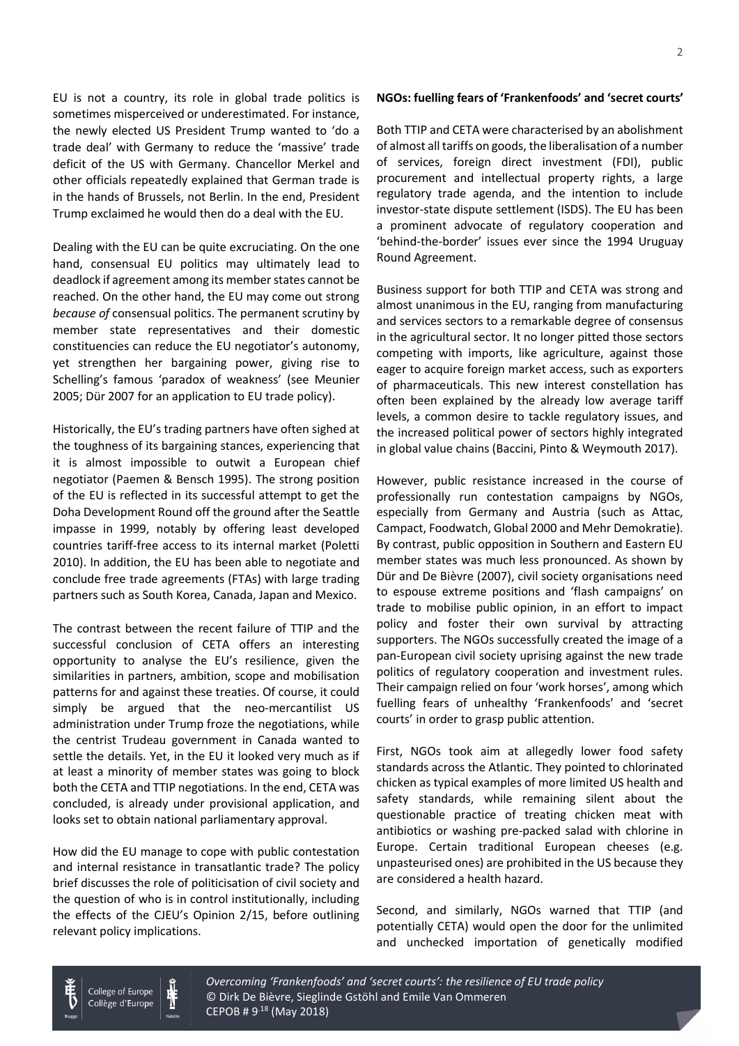EU is not a country, its role in global trade politics is sometimes misperceived or underestimated. For instance, the newly elected US President Trump wanted to 'do a trade deal' with Germany to reduce the 'massive' trade deficit of the US with Germany. Chancellor Merkel and other officials repeatedly explained that German trade is in the hands of Brussels, not Berlin. In the end, President Trump exclaimed he would then do a deal with the EU.

Dealing with the EU can be quite excruciating. On the one hand, consensual EU politics may ultimately lead to deadlock if agreement among its member states cannot be reached. On the other hand, the EU may come out strong *because of* consensual politics. The permanent scrutiny by member state representatives and their domestic constituencies can reduce the EU negotiator's autonomy, yet strengthen her bargaining power, giving rise to Schelling's famous 'paradox of weakness' (see Meunier 2005; Dür 2007 for an application to EU trade policy).

Historically, the EU's trading partners have often sighed at the toughness of its bargaining stances, experiencing that it is almost impossible to outwit a European chief negotiator (Paemen & Bensch 1995). The strong position of the EU is reflected in its successful attempt to get the Doha Development Round off the ground after the Seattle impasse in 1999, notably by offering least developed countries tariff-free access to its internal market (Poletti 2010). In addition, the EU has been able to negotiate and conclude free trade agreements (FTAs) with large trading partners such as South Korea, Canada, Japan and Mexico.

The contrast between the recent failure of TTIP and the successful conclusion of CETA offers an interesting opportunity to analyse the EU's resilience, given the similarities in partners, ambition, scope and mobilisation patterns for and against these treaties. Of course, it could simply be argued that the neo-mercantilist US administration under Trump froze the negotiations, while the centrist Trudeau government in Canada wanted to settle the details. Yet, in the EU it looked very much as if at least a minority of member states was going to block both the CETA and TTIP negotiations. In the end, CETA was concluded, is already under provisional application, and looks set to obtain national parliamentary approval.

How did the EU manage to cope with public contestation and internal resistance in transatlantic trade? The policy brief discusses the role of politicisation of civil society and the question of who is in control institutionally, including the effects of the CJEU's Opinion 2/15, before outlining relevant policy implications.

**NGOs: fuelling fears of 'Frankenfoods' and 'secret courts'**

Both TTIP and CETA were characterised by an abolishment of almost all tariffs on goods, the liberalisation of a number of services, foreign direct investment (FDI), public procurement and intellectual property rights, a large regulatory trade agenda, and the intention to include investor-state dispute settlement (ISDS). The EU has been a prominent advocate of regulatory cooperation and 'behind-the-border' issues ever since the 1994 Uruguay Round Agreement.

Business support for both TTIP and CETA was strong and almost unanimous in the EU, ranging from manufacturing and services sectors to a remarkable degree of consensus in the agricultural sector. It no longer pitted those sectors competing with imports, like agriculture, against those eager to acquire foreign market access, such as exporters of pharmaceuticals. This new interest constellation has often been explained by the already low average tariff levels, a common desire to tackle regulatory issues, and the increased political power of sectors highly integrated in global value chains (Baccini, Pinto & Weymouth 2017).

However, public resistance increased in the course of professionally run contestation campaigns by NGOs, especially from Germany and Austria (such as Attac, Campact, Foodwatch, Global 2000 and Mehr Demokratie). By contrast, public opposition in Southern and Eastern EU member states was much less pronounced. As shown by Dür and De Bièvre (2007), civil society organisations need to espouse extreme positions and 'flash campaigns' on trade to mobilise public opinion, in an effort to impact policy and foster their own survival by attracting supporters. The NGOs successfully created the image of a pan-European civil society uprising against the new trade politics of regulatory cooperation and investment rules. Their campaign relied on four 'work horses', among which fuelling fears of unhealthy 'Frankenfoods' and 'secret courts' in order to grasp public attention.

First, NGOs took aim at allegedly lower food safety standards across the Atlantic. They pointed to chlorinated chicken as typical examples of more limited US health and safety standards, while remaining silent about the questionable practice of treating chicken meat with antibiotics or washing pre-packed salad with chlorine in Europe. Certain traditional European cheeses (e.g. unpasteurised ones) are prohibited in the US because they are considered a health hazard.

Second, and similarly, NGOs warned that TTIP (and potentially CETA) would open the door for the unlimited and unchecked importation of genetically modified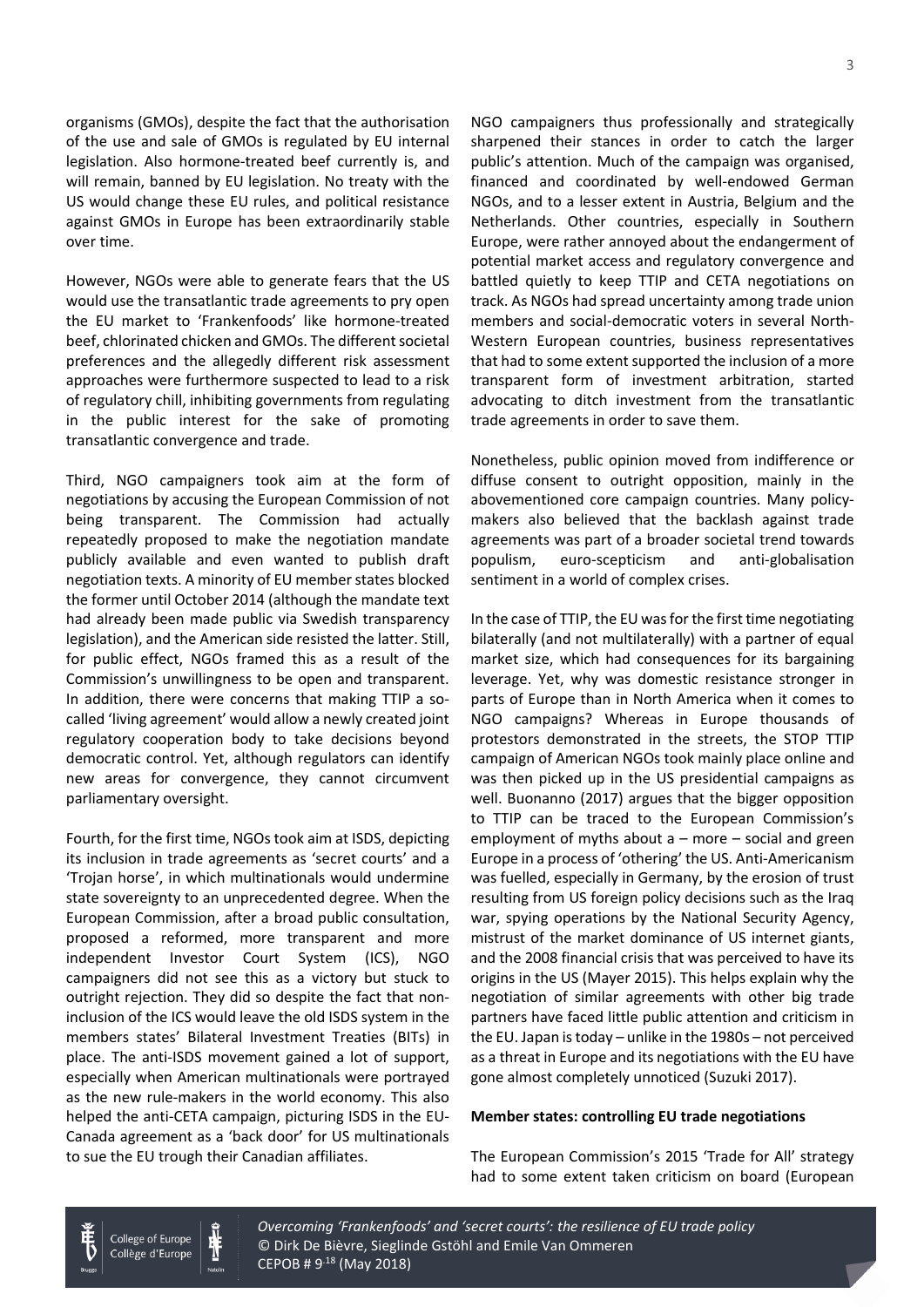organisms (GMOs), despite the fact that the authorisation of the use and sale of GMOs is regulated by EU internal legislation. Also hormone-treated beef currently is, and will remain, banned by EU legislation. No treaty with the US would change these EU rules, and political resistance against GMOs in Europe has been extraordinarily stable over time.

However, NGOs were able to generate fears that the US would use the transatlantic trade agreements to pry open the EU market to 'Frankenfoods' like hormone-treated beef, chlorinated chicken and GMOs. The different societal preferences and the allegedly different risk assessment approaches were furthermore suspected to lead to a risk of regulatory chill, inhibiting governments from regulating in the public interest for the sake of promoting transatlantic convergence and trade.

Third, NGO campaigners took aim at the form of negotiations by accusing the European Commission of not being transparent. The Commission had actually repeatedly proposed to make the negotiation mandate publicly available and even wanted to publish draft negotiation texts. A minority of EU member states blocked the former until October 2014 (although the mandate text had already been made public via Swedish transparency legislation), and the American side resisted the latter. Still, for public effect, NGOs framed this as a result of the Commission's unwillingness to be open and transparent. In addition, there were concerns that making TTIP a so-called 'living agreement' would allow a newly created joint regulatory cooperation body to take decisions beyond democratic control. Yet, although regulators can identify new areas for convergence, they cannot circumvent parliamentary oversight.

Fourth, for the first time, NGOs took aim at ISDS, depicting its inclusion in trade agreements as 'secret courts' and a 'Trojan horse', in which multinationals would undermine state sovereignty to an unprecedented degree. When the European Commission, after a broad public consultation, proposed a reformed, more transparent and more independent Investor Court System (ICS), NGO campaigners did not see this as a victory but stuck to outright rejection. They did so despite the fact that non-inclusion of the ICS would leave the old ISDS system in the members states' Bilateral Investment Treaties (BITs) in place. The anti-ISDS movement gained a lot of support, especially when American multinationals were portrayed as the new rule-makers in the world economy. This also helped the anti-CETA campaign, picturing ISDS in the EU-Canada agreement as a 'back door' for US multinationals to sue the EU trough their Canadian affiliates.

NGO campaigners thus professionally and strategically sharpened their stances in order to catch the larger public's attention. Much of the campaign was organised, financed and coordinated by well-endowed German NGOs, and to a lesser extent in Austria, Belgium and the Netherlands. Other countries, especially in Southern Europe, were rather annoyed about the endangerment of potential market access and regulatory convergence and battled quietly to keep TTIP and CETA negotiations on track. As NGOs had spread uncertainty among trade union members and social-democratic voters in several North-Western European countries, business representatives that had to some extent supported the inclusion of a more transparent form of investment arbitration, started advocating to ditch investment from the transatlantic trade agreements in order to save them.

Nonetheless, public opinion moved from indifference or diffuse consent to outright opposition, mainly in the abovementioned core campaign countries. Many policy-makers also believed that the backlash against trade agreements was part of a broader societal trend towards populism, euro-scepticism and anti-globalisation sentiment in a world of complex crises.

In the case of TTIP, the EU was for the first time negotiating bilaterally (and not multilaterally) with a partner of equal market size, which had consequences for its bargaining leverage. Yet, why was domestic resistance stronger in parts of Europe than in North America when it comes to NGO campaigns? Whereas in Europe thousands of protestors demonstrated in the streets, the STOP TTIP campaign of American NGOs took mainly place online and was then picked up in the US presidential campaigns as well. Buonanno (2017) argues that the bigger opposition to TTIP can be traced to the European Commission's employment of myths about a – more – social and green Europe in a process of 'othering' the US. Anti-Americanism was fuelled, especially in Germany, by the erosion of trust resulting from US foreign policy decisions such as the Iraq war, spying operations by the National Security Agency, mistrust of the market dominance of US internet giants, and the 2008 financial crisis that was perceived to have its origins in the US (Mayer 2015). This helps explain why the negotiation of similar agreements with other big trade partners have faced little public attention and criticism in the EU. Japan is today – unlike in the 1980s – not perceived as a threat in Europe and its negotiations with the EU have gone almost completely unnoticed (Suzuki 2017).

**Member states: controlling EU trade negotiations**

The European Commission's 2015 'Trade for All' strategy had to some extent taken criticism on board (European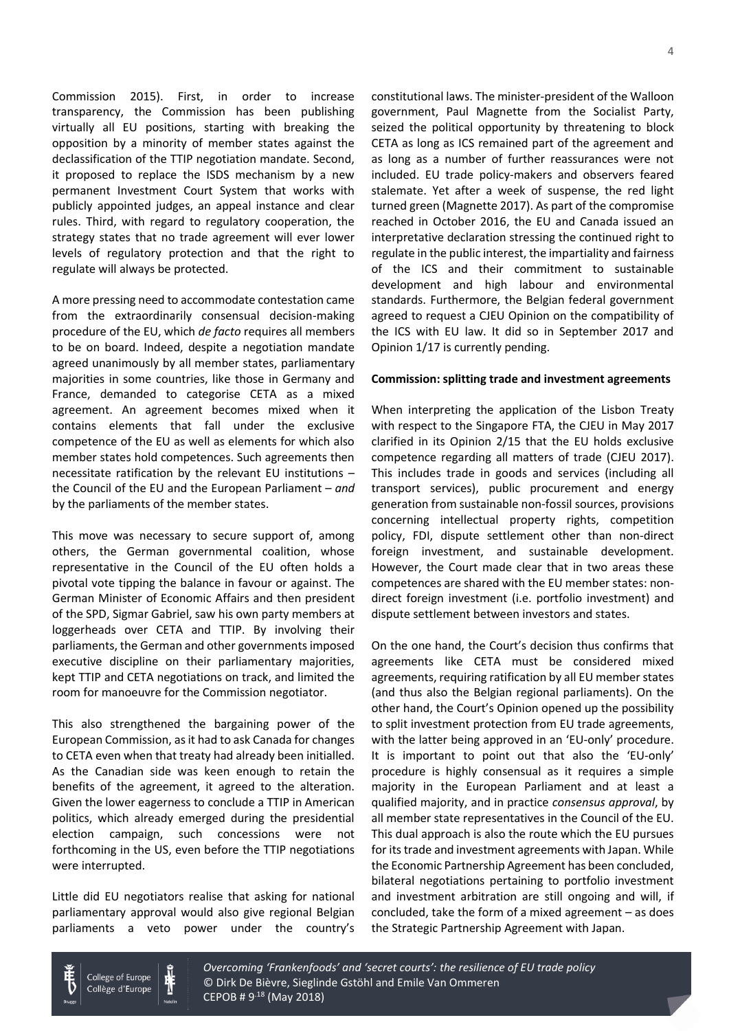Commission 2015). First, in order to increase transparency, the Commission has been publishing virtually all EU positions, starting with breaking the opposition by a minority of member states against the declassification of the TTIP negotiation mandate. Second, it proposed to replace the ISDS mechanism by a new permanent Investment Court System that works with publicly appointed judges, an appeal instance and clear rules. Third, with regard to regulatory cooperation, the strategy states that no trade agreement will ever lower levels of regulatory protection and that the right to regulate will always be protected.

A more pressing need to accommodate contestation came from the extraordinarily consensual decision-making procedure of the EU, which *de facto* requires all members to be on board. Indeed, despite a negotiation mandate agreed unanimously by all member states, parliamentary majorities in some countries, like those in Germany and France, demanded to categorise CETA as a mixed agreement. An agreement becomes mixed when it contains elements that fall under the exclusive competence of the EU as well as elements for which also member states hold competences. Such agreements then necessitate ratification by the relevant EU institutions – the Council of the EU and the European Parliament – *and* by the parliaments of the member states.

This move was necessary to secure support of, among others, the German governmental coalition, whose representative in the Council of the EU often holds a pivotal vote tipping the balance in favour or against. The German Minister of Economic Affairs and then president of the SPD, Sigmar Gabriel, saw his own party members at loggerheads over CETA and TTIP. By involving their parliaments, the German and other governments imposed executive discipline on their parliamentary majorities, kept TTIP and CETA negotiations on track, and limited the room for manoeuvre for the Commission negotiator.

This also strengthened the bargaining power of the European Commission, as it had to ask Canada for changes to CETA even when that treaty had already been initialled. As the Canadian side was keen enough to retain the benefits of the agreement, it agreed to the alteration. Given the lower eagerness to conclude a TTIP in American politics, which already emerged during the presidential election campaign, such concessions were not forthcoming in the US, even before the TTIP negotiations were interrupted.

Little did EU negotiators realise that asking for national parliamentary approval would also give regional Belgian parliaments a veto power under the country's constitutional laws. The minister-president of the Walloon government, Paul Magnette from the Socialist Party, seized the political opportunity by threatening to block CETA as long as ICS remained part of the agreement and as long as a number of further reassurances were not included. EU trade policy-makers and observers feared stalemate. Yet after a week of suspense, the red light turned green (Magnette 2017). As part of the compromise reached in October 2016, the EU and Canada issued an interpretative declaration stressing the continued right to regulate in the public interest, the impartiality and fairness of the ICS and their commitment to sustainable development and high labour and environmental standards. Furthermore, the Belgian federal government agreed to request a CJEU Opinion on the compatibility of the ICS with EU law. It did so in September 2017 and Opinion 1/17 is currently pending.

**Commission: splitting trade and investment agreements**

When interpreting the application of the Lisbon Treaty with respect to the Singapore FTA, the CJEU in May 2017 clarified in its Opinion 2/15 that the EU holds exclusive competence regarding all matters of trade (CJEU 2017). This includes trade in goods and services (including all transport services), public procurement and energy generation from sustainable non-fossil sources, provisions concerning intellectual property rights, competition policy, FDI, dispute settlement other than non-direct foreign investment, and sustainable development. However, the Court made clear that in two areas these competences are shared with the EU member states: non-direct foreign investment (i.e. portfolio investment) and dispute settlement between investors and states.

On the one hand, the Court's decision thus confirms that agreements like CETA must be considered mixed agreements, requiring ratification by all EU member states (and thus also the Belgian regional parliaments). On the other hand, the Court's Opinion opened up the possibility to split investment protection from EU trade agreements, with the latter being approved in an 'EU-only' procedure. It is important to point out that also the 'EU-only' procedure is highly consensual as it requires a simple majority in the European Parliament and at least a qualified majority, and in practice *consensus approval*, by all member state representatives in the Council of the EU. This dual approach is also the route which the EU pursues for its trade and investment agreements with Japan. While the Economic Partnership Agreement has been concluded, bilateral negotiations pertaining to portfolio investment and investment arbitration are still ongoing and will, if concluded, take the form of a mixed agreement – as does the Strategic Partnership Agreement with Japan.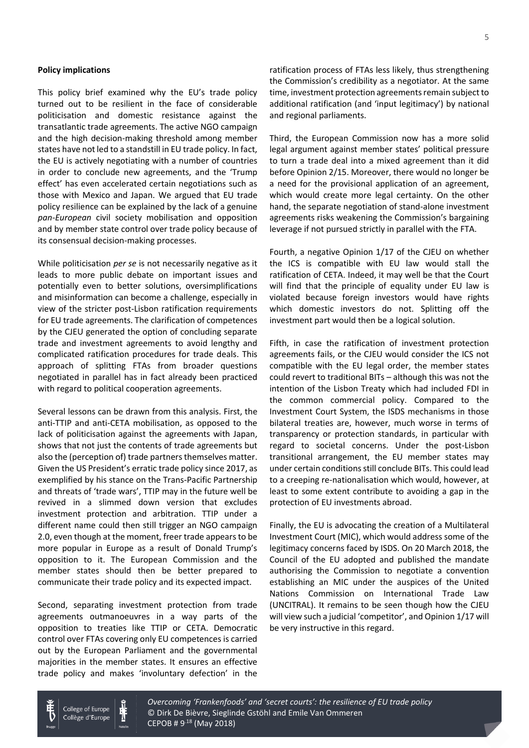**Policy implications**

This policy brief examined why the EU's trade policy turned out to be resilient in the face of considerable politicisation and domestic resistance against the transatlantic trade agreements. The active NGO campaign and the high decision-making threshold among member states have not led to a standstill in EU trade policy. In fact, the EU is actively negotiating with a number of countries in order to conclude new agreements, and the 'Trump effect' has even accelerated certain negotiations such as those with Mexico and Japan. We argued that EU trade policy resilience can be explained by the lack of a genuine *pan-European* civil society mobilisation and opposition and by member state control over trade policy because of its consensual decision-making processes.

While politicisation *per se* is not necessarily negative as it leads to more public debate on important issues and potentially even to better solutions, oversimplifications and misinformation can become a challenge, especially in view of the stricter post-Lisbon ratification requirements for EU trade agreements. The clarification of competences by the CJEU generated the option of concluding separate trade and investment agreements to avoid lengthy and complicated ratification procedures for trade deals. This approach of splitting FTAs from broader questions negotiated in parallel has in fact already been practiced with regard to political cooperation agreements.

Several lessons can be drawn from this analysis. First, the anti-TTIP and anti-CETA mobilisation, as opposed to the lack of politicisation against the agreements with Japan, shows that not just the contents of trade agreements but also the (perception of) trade partners themselves matter. Given the US President's erratic trade policy since 2017, as exemplified by his stance on the Trans-Pacific Partnership and threats of 'trade wars', TTIP may in the future well be revived in a slimmed down version that excludes investment protection and arbitration. TTIP under a different name could then still trigger an NGO campaign 2.0, even though at the moment, freer trade appears to be more popular in Europe as a result of Donald Trump's opposition to it. The European Commission and the member states should then be better prepared to communicate their trade policy and its expected impact.

Second, separating investment protection from trade agreements outmanoeuvres in a way parts of the opposition to treaties like TTIP or CETA. Democratic control over FTAs covering only EU competences is carried out by the European Parliament and the governmental majorities in the member states. It ensures an effective trade policy and makes 'involuntary defection' in the ratification process of FTAs less likely, thus strengthening the Commission's credibility as a negotiator. At the same time, investment protection agreements remain subject to additional ratification (and 'input legitimacy') by national and regional parliaments.

Third, the European Commission now has a more solid legal argument against member states' political pressure to turn a trade deal into a mixed agreement than it did before Opinion 2/15. Moreover, there would no longer be a need for the provisional application of an agreement, which would create more legal certainty. On the other hand, the separate negotiation of stand-alone investment agreements risks weakening the Commission's bargaining leverage if not pursued strictly in parallel with the FTA.

Fourth, a negative Opinion 1/17 of the CJEU on whether the ICS is compatible with EU law would stall the ratification of CETA. Indeed, it may well be that the Court will find that the principle of equality under EU law is violated because foreign investors would have rights which domestic investors do not. Splitting off the investment part would then be a logical solution.

Fifth, in case the ratification of investment protection agreements fails, or the CJEU would consider the ICS not compatible with the EU legal order, the member states could revert to traditional BITs – although this was not the intention of the Lisbon Treaty which had included FDI in the common commercial policy. Compared to the Investment Court System, the ISDS mechanisms in those bilateral treaties are, however, much worse in terms of transparency or protection standards, in particular with regard to societal concerns. Under the post-Lisbon transitional arrangement, the EU member states may under certain conditions still conclude BITs. This could lead to a creeping re-nationalisation which would, however, at least to some extent contribute to avoiding a gap in the protection of EU investments abroad.

Finally, the EU is advocating the creation of a Multilateral Investment Court (MIC), which would address some of the legitimacy concerns faced by ISDS. On 20 March 2018, the Council of the EU adopted and published the mandate authorising the Commission to negotiate a convention establishing an MIC under the auspices of the United Nations Commission on International Trade Law (UNCITRAL). It remains to be seen though how the CJEU will view such a judicial 'competitor', and Opinion 1/17 will be very instructive in this regard.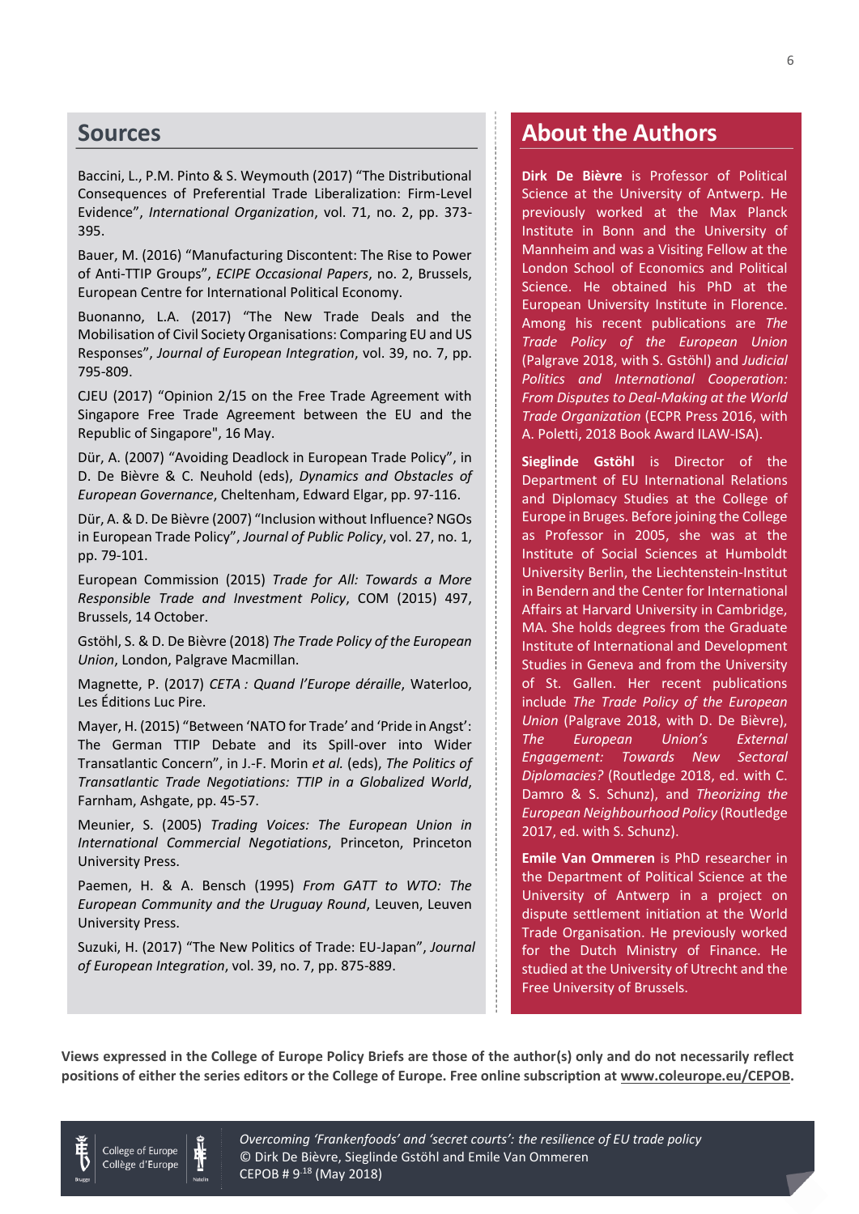## Sources

Baccini, L., P.M. Pinto & S. Weymouth (2017) "The Distributional Consequences of Preferential Trade Liberalization: Firm-Level Evidence", *International Organization*, vol. 71, no. 2, pp. 373-395.

Bauer, M. (2016) "Manufacturing Discontent: The Rise to Power of Anti-TTIP Groups", *ECIPE Occasional Papers*, no. 2, Brussels, European Centre for International Political Economy.

Buonanno, L.A. (2017) "The New Trade Deals and the Mobilisation of Civil Society Organisations: Comparing EU and US Responses", *Journal of European Integration*, vol. 39, no. 7, pp. 795-809.

CJEU (2017) "Opinion 2/15 on the Free Trade Agreement with Singapore Free Trade Agreement between the EU and the Republic of Singapore", 16 May.

Dür, A. (2007) "Avoiding Deadlock in European Trade Policy", in D. De Bièvre & C. Neuhold (eds), *Dynamics and Obstacles of European Governance*, Cheltenham, Edward Elgar, pp. 97-116.

Dür, A. & D. De Bièvre (2007) "Inclusion without Influence? NGOs in European Trade Policy", *Journal of Public Policy*, vol. 27, no. 1, pp. 79-101.

European Commission (2015) *Trade for All: Towards a More Responsible Trade and Investment Policy*, COM (2015) 497, Brussels, 14 October.

Gstöhl, S. & D. De Bièvre (2018) *The Trade Policy of the European Union*, London, Palgrave Macmillan.

Magnette, P. (2017) *CETA : Quand l'Europe déraille*, Waterloo, Les Éditions Luc Pire.

Mayer, H. (2015) "Between 'NATO for Trade' and 'Pride in Angst': The German TTIP Debate and its Spill-over into Wider Transatlantic Concern", in J.-F. Morin *et al.* (eds), *The Politics of Transatlantic Trade Negotiations: TTIP in a Globalized World*, Farnham, Ashgate, pp. 45-57.

Meunier, S. (2005) *Trading Voices: The European Union in International Commercial Negotiations*, Princeton, Princeton University Press.

Paemen, H. & A. Bensch (1995) *From GATT to WTO: The European Community and the Uruguay Round*, Leuven, Leuven University Press.

Suzuki, H. (2017) "The New Politics of Trade: EU-Japan", *Journal of European Integration*, vol. 39, no. 7, pp. 875-889.

## About the Authors

**Dirk De Bièvre** is Professor of Political Science at the University of Antwerp. He previously worked at the Max Planck Institute in Bonn and the University of Mannheim and was a Visiting Fellow at the London School of Economics and Political Science. He obtained his PhD at the European University Institute in Florence. Among his recent publications are *The Trade Policy of the European Union* (Palgrave 2018, with S. Gstöhl) and *Judicial Politics and International Cooperation: From Disputes to Deal-Making at the World Trade Organization* (ECPR Press 2016, with A. Poletti, 2018 Book Award ILAW-ISA).

**Sieglinde Gstöhl** is Director of the Department of EU International Relations and Diplomacy Studies at the College of Europe in Bruges. Before joining the College as Professor in 2005, she was at the Institute of Social Sciences at Humboldt University Berlin, the Liechtenstein-Institut in Bendern and the Center for International Affairs at Harvard University in Cambridge, MA. She holds degrees from the Graduate Institute of International and Development Studies in Geneva and from the University of St. Gallen. Her recent publications include *The Trade Policy of the European Union* (Palgrave 2018, with D. De Bièvre), *The European Union's External Engagement: Towards New Sectoral Diplomacies?* (Routledge 2018, ed. with C. Damro & S. Schunz), and *Theorizing the European Neighbourhood Policy* (Routledge 2017, ed. with S. Schunz).

**Emile Van Ommeren** is PhD researcher in the Department of Political Science at the University of Antwerp in a project on dispute settlement initiation at the World Trade Organisation. He previously worked for the Dutch Ministry of Finance. He studied at the University of Utrecht and the Free University of Brussels.

**Views expressed in the College of Europe Policy Briefs are those of the author(s) only and do not necessarily reflect positions of either the series editors or the College of Europe. Free online subscription at www.coleurope.eu/CEPOB.**

College of Europe
Collège d'Europe

*Overcoming 'Frankenfoods' and 'secret courts': the resilience of EU trade policy*
© Dirk De Bièvre, Sieglinde Gstöhl and Emile Van Ommeren
CEPOB # 9-18 (May 2018)